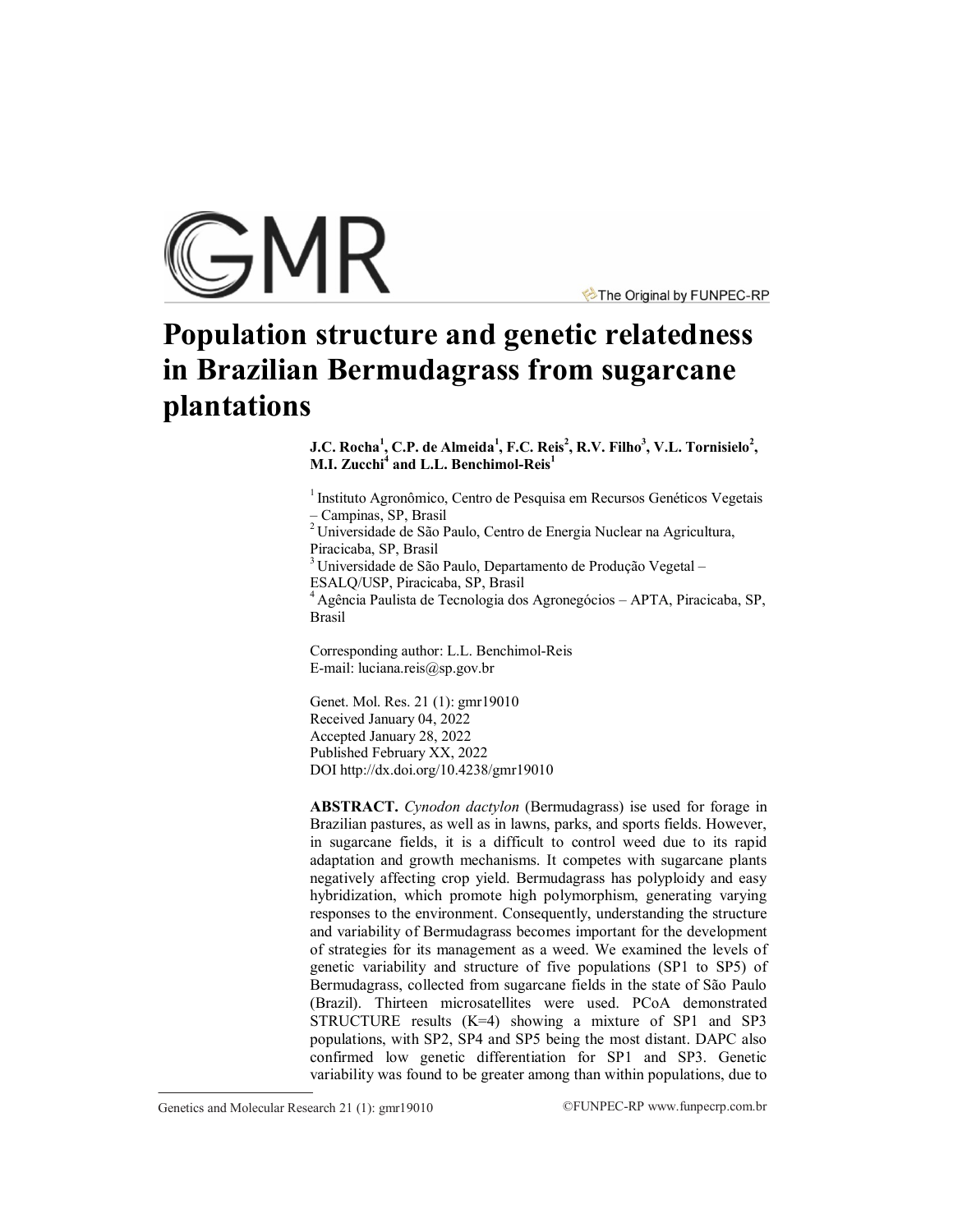# Population structure and genetic relatedness in Brazilian Bermudagrass from sugarcane plantations

**J.C. Rocha[1], C.P. de Almeida[1], F.C. Reis[2], R.V. Filho[3], V.L. Tornisielo[2], M.I. Zucchi[4] and L.L. Benchimol-Reis[1]**

[1] Instituto Agronômico, Centro de Pesquisa em Recursos Genéticos Vegetais – Campinas, SP, Brasil
[2] Universidade de São Paulo, Centro de Energia Nuclear na Agricultura, Piracicaba, SP, Brasil
[3] Universidade de São Paulo, Departamento de Produção Vegetal – ESALQ/USP, Piracicaba, SP, Brasil
[4] Agência Paulista de Tecnologia dos Agronegócios – APTA, Piracicaba, SP, Brasil

Corresponding author: L.L. Benchimol-Reis
E-mail: luciana.reis@sp.gov.br

Genet. Mol. Res. 21 (1): gmr19010
Received January 04, 2022
Accepted January 28, 2022
Published February XX, 2022
DOI http://dx.doi.org/10.4238/gmr19010

**ABSTRACT.** *Cynodon dactylon* (Bermudagrass) ise used for forage in Brazilian pastures, as well as in lawns, parks, and sports fields. However, in sugarcane fields, it is a difficult to control weed due to its rapid adaptation and growth mechanisms. It competes with sugarcane plants negatively affecting crop yield. Bermudagrass has polyploidy and easy hybridization, which promote high polymorphism, generating varying responses to the environment. Consequently, understanding the structure and variability of Bermudagrass becomes important for the development of strategies for its management as a weed. We examined the levels of genetic variability and structure of five populations (SP1 to SP5) of Bermudagrass, collected from sugarcane fields in the state of São Paulo (Brazil). Thirteen microsatellites were used. PCoA demonstrated STRUCTURE results (K=4) showing a mixture of SP1 and SP3 populations, with SP2, SP4 and SP5 being the most distant. DAPC also confirmed low genetic differentiation for SP1 and SP3. Genetic variability was found to be greater among than within populations, due to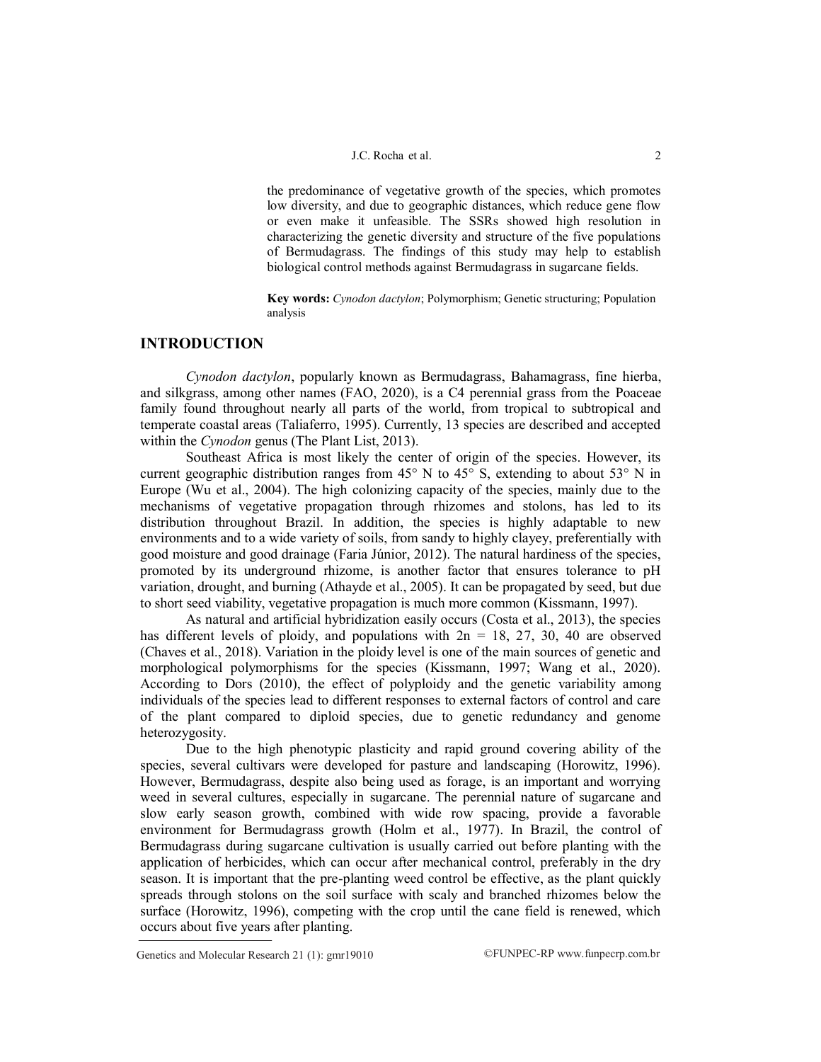the predominance of vegetative growth of the species, which promotes low diversity, and due to geographic distances, which reduce gene flow or even make it unfeasible. The SSRs showed high resolution in characterizing the genetic diversity and structure of the five populations of Bermudagrass. The findings of this study may help to establish biological control methods against Bermudagrass in sugarcane fields.

**Key words:** *Cynodon dactylon*; Polymorphism; Genetic structuring; Population analysis

## INTRODUCTION

*Cynodon dactylon*, popularly known as Bermudagrass, Bahamagrass, fine hierba, and silkgrass, among other names (FAO, 2020), is a C4 perennial grass from the Poaceae family found throughout nearly all parts of the world, from tropical to subtropical and temperate coastal areas (Taliaferro, 1995). Currently, 13 species are described and accepted within the *Cynodon* genus (The Plant List, 2013).

Southeast Africa is most likely the center of origin of the species. However, its current geographic distribution ranges from 45° N to 45° S, extending to about 53° N in Europe (Wu et al., 2004). The high colonizing capacity of the species, mainly due to the mechanisms of vegetative propagation through rhizomes and stolons, has led to its distribution throughout Brazil. In addition, the species is highly adaptable to new environments and to a wide variety of soils, from sandy to highly clayey, preferentially with good moisture and good drainage (Faria Júnior, 2012). The natural hardiness of the species, promoted by its underground rhizome, is another factor that ensures tolerance to pH variation, drought, and burning (Athayde et al., 2005). It can be propagated by seed, but due to short seed viability, vegetative propagation is much more common (Kissmann, 1997).

As natural and artificial hybridization easily occurs (Costa et al., 2013), the species has different levels of ploidy, and populations with $2n = 18, 27, 30, 40$ are observed (Chaves et al., 2018). Variation in the ploidy level is one of the main sources of genetic and morphological polymorphisms for the species (Kissmann, 1997; Wang et al., 2020). According to Dors (2010), the effect of polyploidy and the genetic variability among individuals of the species lead to different responses to external factors of control and care of the plant compared to diploid species, due to genetic redundancy and genome heterozygosity.

Due to the high phenotypic plasticity and rapid ground covering ability of the species, several cultivars were developed for pasture and landscaping (Horowitz, 1996). However, Bermudagrass, despite also being used as forage, is an important and worrying weed in several cultures, especially in sugarcane. The perennial nature of sugarcane and slow early season growth, combined with wide row spacing, provide a favorable environment for Bermudagrass growth (Holm et al., 1977). In Brazil, the control of Bermudagrass during sugarcane cultivation is usually carried out before planting with the application of herbicides, which can occur after mechanical control, preferably in the dry season. It is important that the pre-planting weed control be effective, as the plant quickly spreads through stolons on the soil surface with scaly and branched rhizomes below the surface (Horowitz, 1996), competing with the crop until the cane field is renewed, which occurs about five years after planting.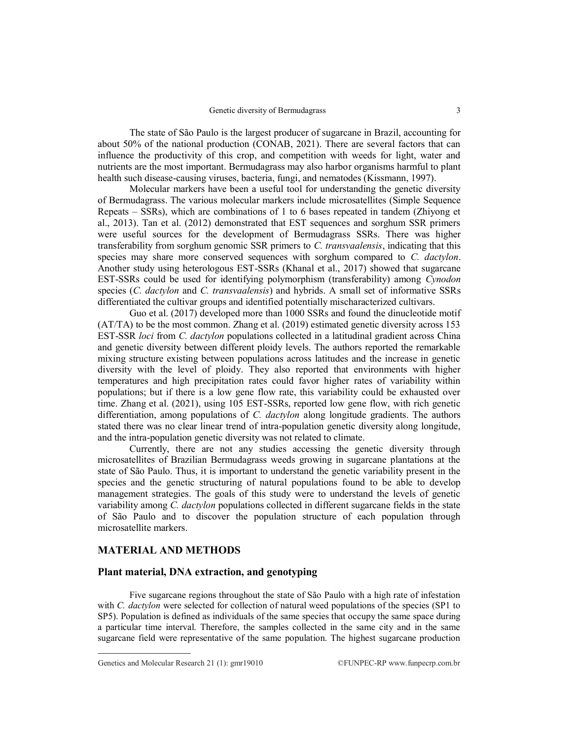The state of São Paulo is the largest producer of sugarcane in Brazil, accounting for about 50% of the national production (CONAB, 2021). There are several factors that can influence the productivity of this crop, and competition with weeds for light, water and nutrients are the most important. Bermudagrass may also harbor organisms harmful to plant health such disease-causing viruses, bacteria, fungi, and nematodes (Kissmann, 1997).

Molecular markers have been a useful tool for understanding the genetic diversity of Bermudagrass. The various molecular markers include microsatellites (Simple Sequence Repeats – SSRs), which are combinations of 1 to 6 bases repeated in tandem (Zhiyong et al., 2013). Tan et al. (2012) demonstrated that EST sequences and sorghum SSR primers were useful sources for the development of Bermudagrass SSRs. There was higher transferability from sorghum genomic SSR primers to *C. transvaalensis*, indicating that this species may share more conserved sequences with sorghum compared to *C. dactylon*. Another study using heterologous EST-SSRs (Khanal et al., 2017) showed that sugarcane EST-SSRs could be used for identifying polymorphism (transferability) among *Cynodon* species (*C. dactylon* and *C. transvaalensis*) and hybrids. A small set of informative SSRs differentiated the cultivar groups and identified potentially mischaracterized cultivars.

Guo et al. (2017) developed more than 1000 SSRs and found the dinucleotide motif (AT/TA) to be the most common. Zhang et al. (2019) estimated genetic diversity across 153 EST-SSR *loci* from *C. dactylon* populations collected in a latitudinal gradient across China and genetic diversity between different ploidy levels. The authors reported the remarkable mixing structure existing between populations across latitudes and the increase in genetic diversity with the level of ploidy. They also reported that environments with higher temperatures and high precipitation rates could favor higher rates of variability within populations; but if there is a low gene flow rate, this variability could be exhausted over time. Zhang et al. (2021), using 105 EST-SSRs, reported low gene flow, with rich genetic differentiation, among populations of *C. dactylon* along longitude gradients. The authors stated there was no clear linear trend of intra-population genetic diversity along longitude, and the intra-population genetic diversity was not related to climate.

Currently, there are not any studies accessing the genetic diversity through microsatellites of Brazilian Bermudagrass weeds growing in sugarcane plantations at the state of São Paulo. Thus, it is important to understand the genetic variability present in the species and the genetic structuring of natural populations found to be able to develop management strategies. The goals of this study were to understand the levels of genetic variability among *C. dactylon* populations collected in different sugarcane fields in the state of São Paulo and to discover the population structure of each population through microsatellite markers.

## MATERIAL AND METHODS

### Plant material, DNA extraction, and genotyping

Five sugarcane regions throughout the state of São Paulo with a high rate of infestation with *C. dactylon* were selected for collection of natural weed populations of the species (SP1 to SP5). Population is defined as individuals of the same species that occupy the same space during a particular time interval. Therefore, the samples collected in the same city and in the same sugarcane field were representative of the same population. The highest sugarcane production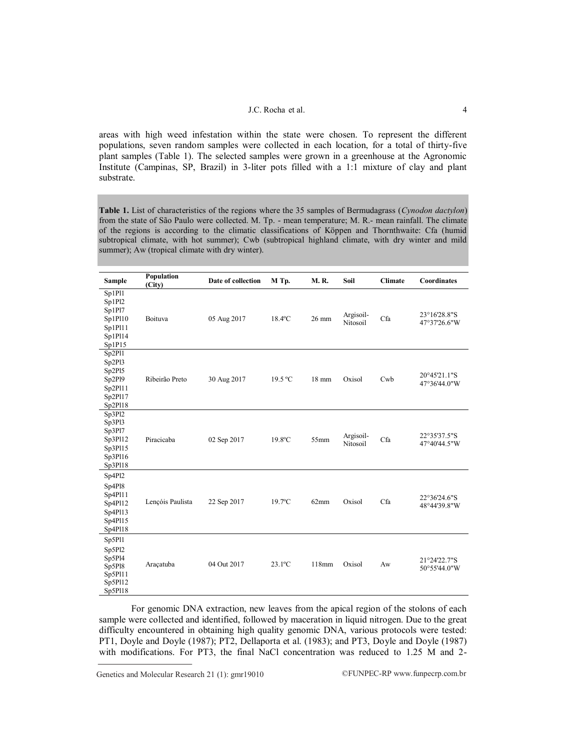areas with high weed infestation within the state were chosen. To represent the different populations, seven random samples were collected in each location, for a total of thirty-five plant samples (Table 1). The selected samples were grown in a greenhouse at the Agronomic Institute (Campinas, SP, Brazil) in 3-liter pots filled with a 1:1 mixture of clay and plant substrate.

**Table 1.** List of characteristics of the regions where the 35 samples of Bermudagrass (*Cynodon dactylon*) from the state of São Paulo were collected. M. Tp. - mean temperature; M. R.- mean rainfall. The climate of the regions is according to the climatic classifications of Köppen and Thornthwaite: Cfa (humid subtropical climate, with hot summer); Cwb (subtropical highland climate, with dry winter and mild summer); Aw (tropical climate with dry winter).

| Sample | Population (City) | Date of collection | M Tp. | M. R. | Soil | Climate | Coordinates |
|---|---|---|---|---|---|---|---|
| Sp1Pl1<br>Sp1Pl2<br>Sp1Pl7<br>Sp1Pl10<br>Sp1Pl11<br>Sp1Pl14<br>Sp1P15 | Boituva | 05 Aug 2017 | 18.4ºC | 26 mm | Argisoil-Nitosoil | Cfa | 23°16'28.8"S<br>47°37'26.6"W |
| Sp2Pl1<br>Sp2Pl3<br>Sp2Pl5<br>Sp2Pl9<br>Sp2Pl11<br>Sp2Pl17<br>Sp2Pl18 | Ribeirão Preto | 30 Aug 2017 | 19.5 ºC | 18 mm | Oxisol | Cwb | 20°45'21.1"S<br>47°36'44.0"W |
| Sp3Pl2<br>Sp3Pl3<br>Sp3Pl7<br>Sp3Pl12<br>Sp3Pl15<br>Sp3Pl16<br>Sp3Pl18 | Piracicaba | 02 Sep 2017 | 19.8ºC | 55mm | Argisoil-Nitosoil | Cfa | 22°35'37.5"S<br>47°40'44.5"W |
| Sp4Pl2<br>Sp4Pl8<br>Sp4Pl11<br>Sp4Pl12<br>Sp4Pl13<br>Sp4Pl15<br>Sp4Pl18 | Lençóis Paulista | 22 Sep 2017 | 19.7ºC | 62mm | Oxisol | Cfa | 22°36'24.6"S<br>48°44'39.8"W |
| Sp5Pl1<br>Sp5Pl2<br>Sp5Pl4<br>Sp5Pl8<br>Sp5Pl11<br>Sp5Pl12<br>Sp5Pl18 | Araçatuba | 04 Out 2017 | 23.1ºC | 118mm | Oxisol | Aw | 21°24'22.7"S<br>50°55'44.0"W |

For genomic DNA extraction, new leaves from the apical region of the stolons of each sample were collected and identified, followed by maceration in liquid nitrogen. Due to the great difficulty encountered in obtaining high quality genomic DNA, various protocols were tested: PT1, Doyle and Doyle (1987); PT2, Dellaporta et al. (1983); and PT3, Doyle and Doyle (1987) with modifications. For PT3, the final NaCl concentration was reduced to 1.25 M and 2-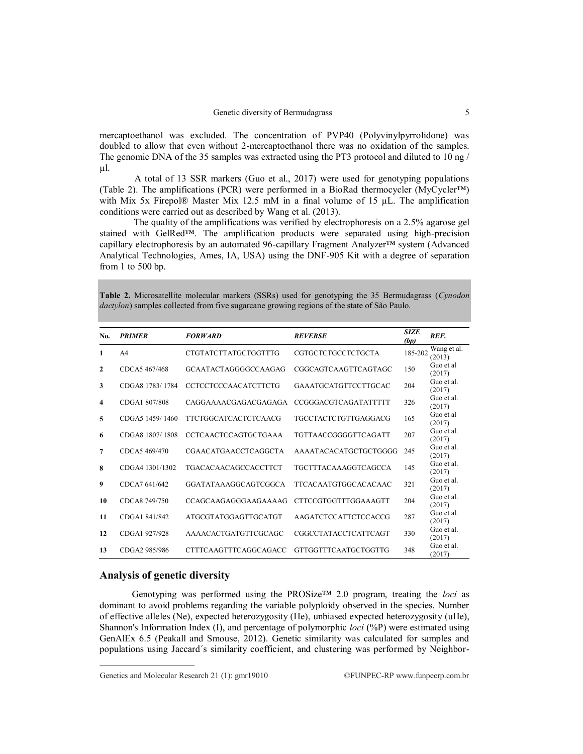mercaptoethanol was excluded. The concentration of PVP40 (Polyvinylpyrrolidone) was doubled to allow that even without 2-mercaptoethanol there was no oxidation of the samples. The genomic DNA of the 35 samples was extracted using the PT3 protocol and diluted to 10 ng / µl.

A total of 13 SSR markers (Guo et al., 2017) were used for genotyping populations (Table 2). The amplifications (PCR) were performed in a BioRad thermocycler (MyCycler™) with Mix 5x Firepol® Master Mix 12.5 mM in a final volume of 15 µL. The amplification conditions were carried out as described by Wang et al. (2013).

The quality of the amplifications was verified by electrophoresis on a 2.5% agarose gel stained with GelRed™. The amplification products were separated using high-precision capillary electrophoresis by an automated 96-capillary Fragment Analyzer™ system (Advanced Analytical Technologies, Ames, IA, USA) using the DNF-905 Kit with a degree of separation from 1 to 500 bp.

**Table 2.** Microsatellite molecular markers (SSRs) used for genotyping the 35 Bermudagrass (*Cynodon dactylon*) samples collected from five sugarcane growing regions of the state of São Paulo.

| No. | *PRIMER* | *FORWARD* | *REVERSE* | *SIZE (bp)* | *REF.* |
|---|---|---|---|---|---|
| **1** | A4 | CTGTATCTTATGCTGGTTTG | CGTGCTCTGCCTCTGCTA | 185-202 | Wang et al. (2013) |
| **2** | CDCA5 467/468 | GCAATACTAGGGGCCAAGAG | CGGCAGTCAAGTTCAGTAGC | 150 | Guo et al (2017) |
| **3** | CDGA8 1783/ 1784 | CCTCCTCCCAACATCTTCTG | GAAATGCATGTTCCTTGCAC | 204 | Guo et al. (2017) |
| **4** | CDGA1 807/808 | CAGGAAAACGAGACGAGAGA | CCGGGACGTCAGATATTTTT | 326 | Guo et al. (2017) |
| **5** | CDGA5 1459/ 1460 | TTCTGGCATCACTCTCAACG | TGCCTACTCTGTTGAGGACG | 165 | Guo et al (2017) |
| **6** | CDGA8 1807/ 1808 | CCTCAACTCCAGTGCTGAAA | TGTTAACCGGGGTTCAGATT | 207 | Guo et al. (2017) |
| **7** | CDCA5 469/470 | CGAACATGAACCTCAGGCTA | AAAATACACATGCTGCTGGGG | 245 | Guo et al. (2017) |
| **8** | CDGA4 1301/1302 | TGACACAACAGCCACCTTCT | TGCTTTACAAAGGTCAGCCA | 145 | Guo et al. (2017) |
| **9** | CDCA7 641/642 | GGATATAAAGGCAGTCGGCA | TTCACAATGTGGCACACAAC | 321 | Guo et al. (2017) |
| **10** | CDCA8 749/750 | CCAGCAAGAGGGAAGAAAAG | CTTCCGTGGTTTGGAAAGTT | 204 | Guo et al. (2017) |
| **11** | CDGA1 841/842 | ATGCGTATGGAGTTGCATGT | AAGATCTCCATTCTCCACCG | 287 | Guo et al. (2017) |
| **12** | CDGA1 927/928 | AAAACACTGATGTTCGCAGC | CGGCCTATACCTCATTCAGT | 330 | Guo et al. (2017) |
| **13** | CDGA2 985/986 | CTTTCAAGTTTCAGGCAGACC | GTTGGTTTCAATGCTGGTTG | 348 | Guo et al. (2017) |

## Analysis of genetic diversity

Genotyping was performed using the PROSize™ 2.0 program, treating the *loci* as dominant to avoid problems regarding the variable polyploidy observed in the species. Number of effective alleles (Ne), expected heterozygosity (He), unbiased expected heterozygosity (uHe), Shannon's Information Index (I), and percentage of polymorphic *loci* (%P) were estimated using GenAlEx 6.5 (Peakall and Smouse, 2012). Genetic similarity was calculated for samples and populations using Jaccard´s similarity coefficient, and clustering was performed by Neighbor-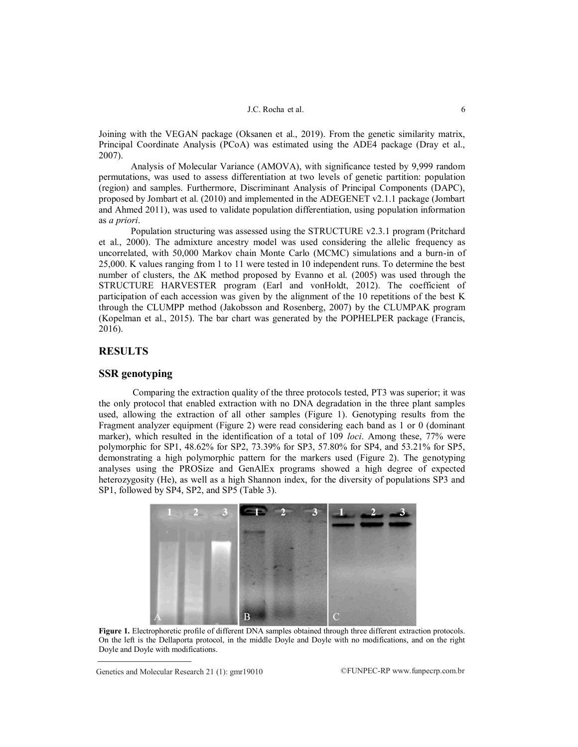Joining with the VEGAN package (Oksanen et al., 2019). From the genetic similarity matrix, Principal Coordinate Analysis (PCoA) was estimated using the ADE4 package (Dray et al., 2007).

Analysis of Molecular Variance (AMOVA), with significance tested by 9,999 random permutations, was used to assess differentiation at two levels of genetic partition: population (region) and samples. Furthermore, Discriminant Analysis of Principal Components (DAPC), proposed by Jombart et al. (2010) and implemented in the ADEGENET v2.1.1 package (Jombart and Ahmed 2011), was used to validate population differentiation, using population information as *a priori*.

Population structuring was assessed using the STRUCTURE v2.3.1 program (Pritchard et al., 2000). The admixture ancestry model was used considering the allelic frequency as uncorrelated, with 50,000 Markov chain Monte Carlo (MCMC) simulations and a burn-in of 25,000. K values ranging from 1 to 11 were tested in 10 independent runs. To determine the best number of clusters, the $\Delta K$ method proposed by Evanno et al. (2005) was used through the STRUCTURE HARVESTER program (Earl and vonHoldt, 2012). The coefficient of participation of each accession was given by the alignment of the 10 repetitions of the best K through the CLUMPP method (Jakobsson and Rosenberg, 2007) by the CLUMPAK program (Kopelman et al., 2015). The bar chart was generated by the POPHELPER package (Francis, 2016).

## RESULTS

### SSR genotyping

Comparing the extraction quality of the three protocols tested, PT3 was superior; it was the only protocol that enabled extraction with no DNA degradation in the three plant samples used, allowing the extraction of all other samples (Figure 1). Genotyping results from the Fragment analyzer equipment (Figure 2) were read considering each band as 1 or 0 (dominant marker), which resulted in the identification of a total of 109 *loci*. Among these, 77% were polymorphic for SP1, 48.62% for SP2, 73.39% for SP3, 57.80% for SP4, and 53.21% for SP5, demonstrating a high polymorphic pattern for the markers used (Figure 2). The genotyping analyses using the PROSize and GenAlEx programs showed a high degree of expected heterozygosity (He), as well as a high Shannon index, for the diversity of populations SP3 and SP1, followed by SP4, SP2, and SP5 (Table 3).

**Figure 1.** Electrophoretic profile of different DNA samples obtained through three different extraction protocols. On the left is the Dellaporta protocol, in the middle Doyle and Doyle with no modifications, and on the right Doyle and Doyle with modifications.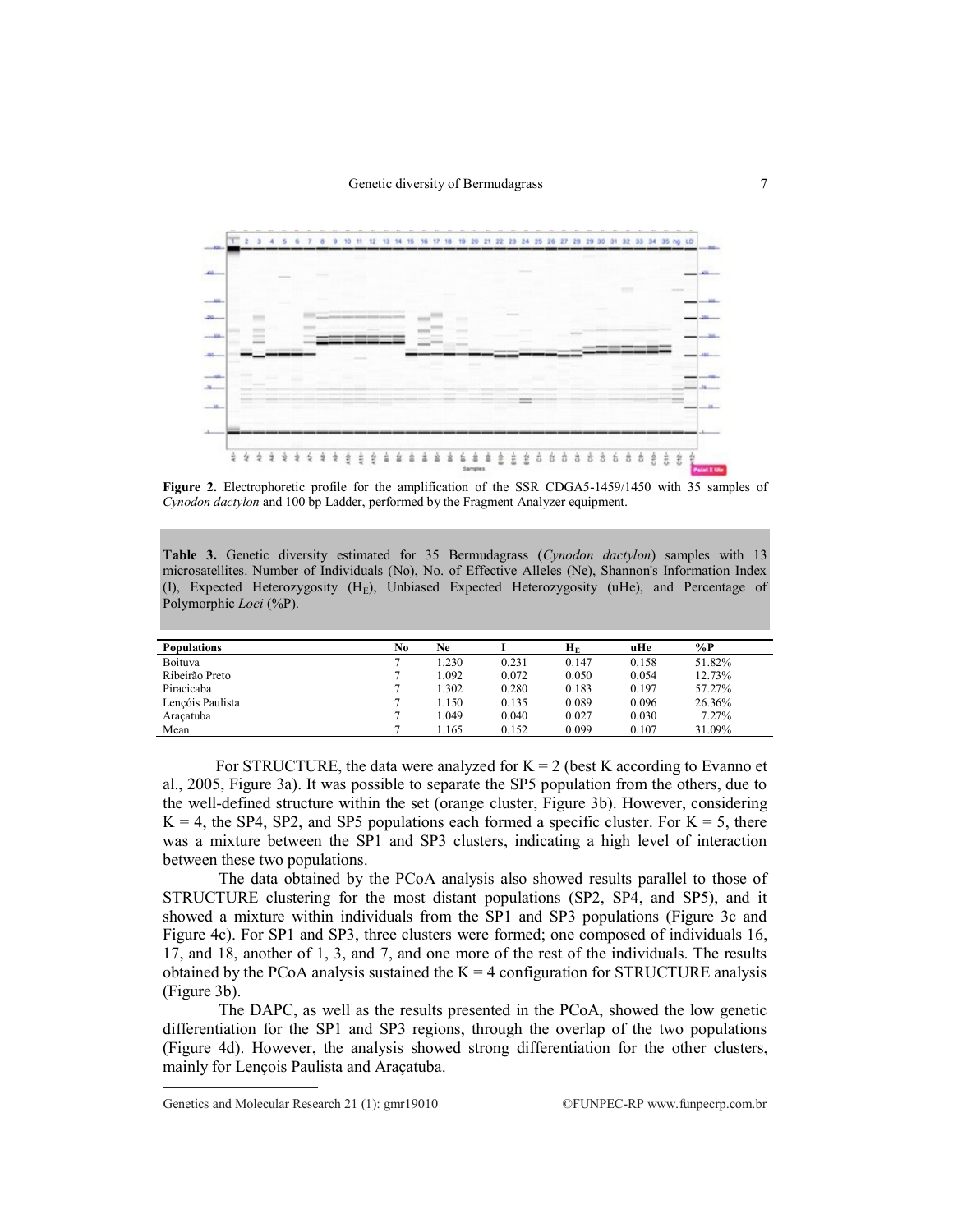Figure 2. Electrophoretic profile for the amplification of the SSR CDGA5-1459/1450 with 35 samples of *Cynodon dactylon* and 100 bp Ladder, performed by the Fragment Analyzer equipment.

**Table 3.** Genetic diversity estimated for 35 Bermudagrass (*Cynodon dactylon*) samples with 13 microsatellites. Number of Individuals (No), No. of Effective Alleles (Ne), Shannon's Information Index (I), Expected Heterozygosity ($H_E$), Unbiased Expected Heterozygosity (uHe), and Percentage of Polymorphic *Loci* (%P).

| Populations | No | Ne | I | $H_E$ | uHe | %P |
|---|---|---|---|---|---|---|
| Boituva | 7 | 1.230 | 0.231 | 0.147 | 0.158 | 51.82% |
| Ribeirão Preto | 7 | 1.092 | 0.072 | 0.050 | 0.054 | 12.73% |
| Piracicaba | 7 | 1.302 | 0.280 | 0.183 | 0.197 | 57.27% |
| Lençóis Paulista | 7 | 1.150 | 0.135 | 0.089 | 0.096 | 26.36% |
| Araçatuba | 7 | 1.049 | 0.040 | 0.027 | 0.030 | 7.27% |
| Mean | 7 | 1.165 | 0.152 | 0.099 | 0.107 | 31.09% |

For STRUCTURE, the data were analyzed for K = 2 (best K according to Evanno et al., 2005, Figure 3a). It was possible to separate the SP5 population from the others, due to the well-defined structure within the set (orange cluster, Figure 3b). However, considering K = 4, the SP4, SP2, and SP5 populations each formed a specific cluster. For K = 5, there was a mixture between the SP1 and SP3 clusters, indicating a high level of interaction between these two populations.

The data obtained by the PCoA analysis also showed results parallel to those of STRUCTURE clustering for the most distant populations (SP2, SP4, and SP5), and it showed a mixture within individuals from the SP1 and SP3 populations (Figure 3c and Figure 4c). For SP1 and SP3, three clusters were formed; one composed of individuals 16, 17, and 18, another of 1, 3, and 7, and one more of the rest of the individuals. The results obtained by the PCoA analysis sustained the K = 4 configuration for STRUCTURE analysis (Figure 3b).

The DAPC, as well as the results presented in the PCoA, showed the low genetic differentiation for the SP1 and SP3 regions, through the overlap of the two populations (Figure 4d). However, the analysis showed strong differentiation for the other clusters, mainly for Lençois Paulista and Araçatuba.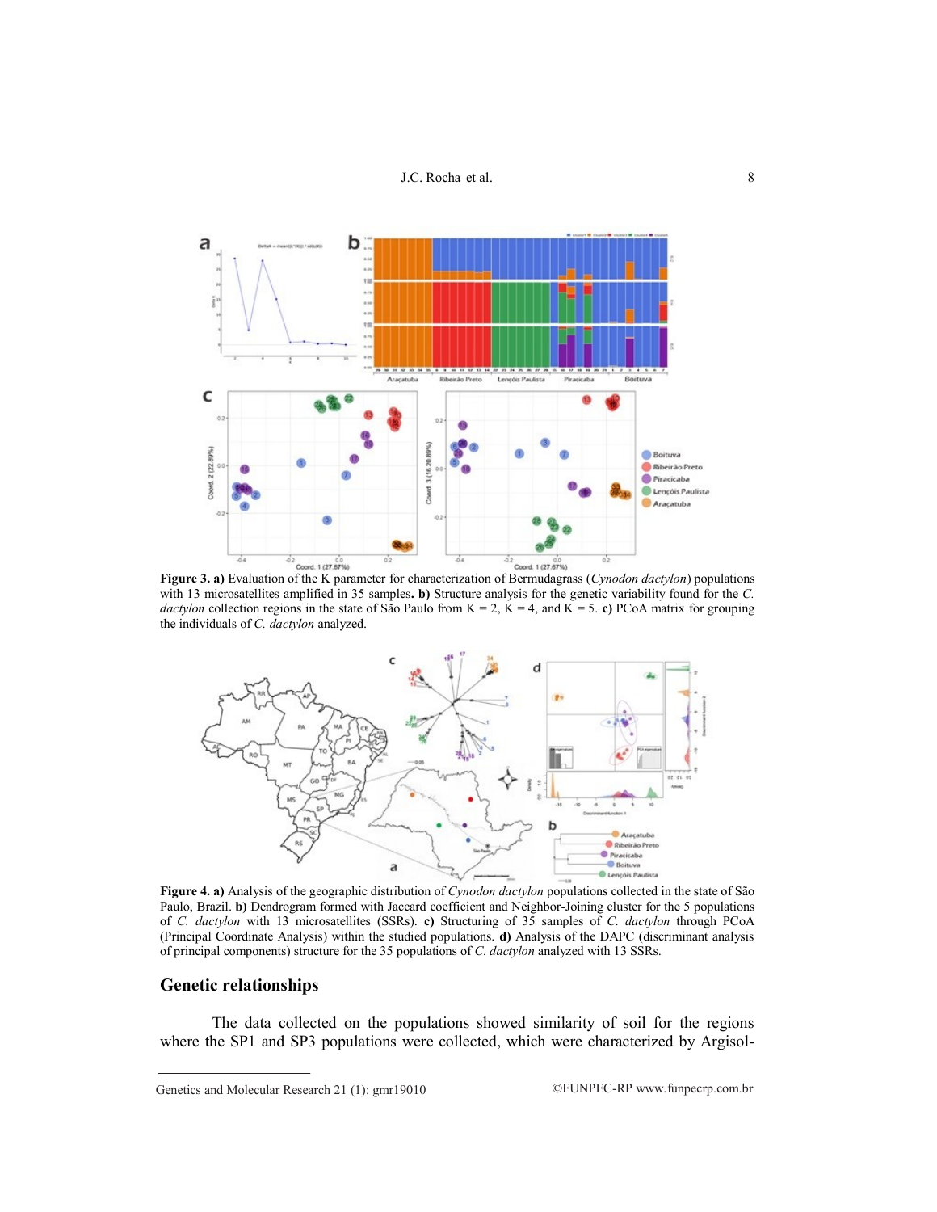**Figure 3. a)** Evaluation of the K parameter for characterization of Bermudagrass (*Cynodon dactylon*) populations with 13 microsatellites amplified in 35 samples**. b)** Structure analysis for the genetic variability found for the *C. dactylon* collection regions in the state of São Paulo from K = 2, K = 4, and K = 5. **c)** PCoA matrix for grouping the individuals of *C. dactylon* analyzed.

**Figure 4. a)** Analysis of the geographic distribution of *Cynodon dactylon* populations collected in the state of São Paulo, Brazil. **b)** Dendrogram formed with Jaccard coefficient and Neighbor-Joining cluster for the 5 populations of *C. dactylon* with 13 microsatellites (SSRs). **c)** Structuring of 35 samples of *C. dactylon* through PCoA (Principal Coordinate Analysis) within the studied populations. **d)** Analysis of the DAPC (discriminant analysis of principal components) structure for the 35 populations of *C. dactylon* analyzed with 13 SSRs.

## Genetic relationships

The data collected on the populations showed similarity of soil for the regions where the SP1 and SP3 populations were collected, which were characterized by Argisol-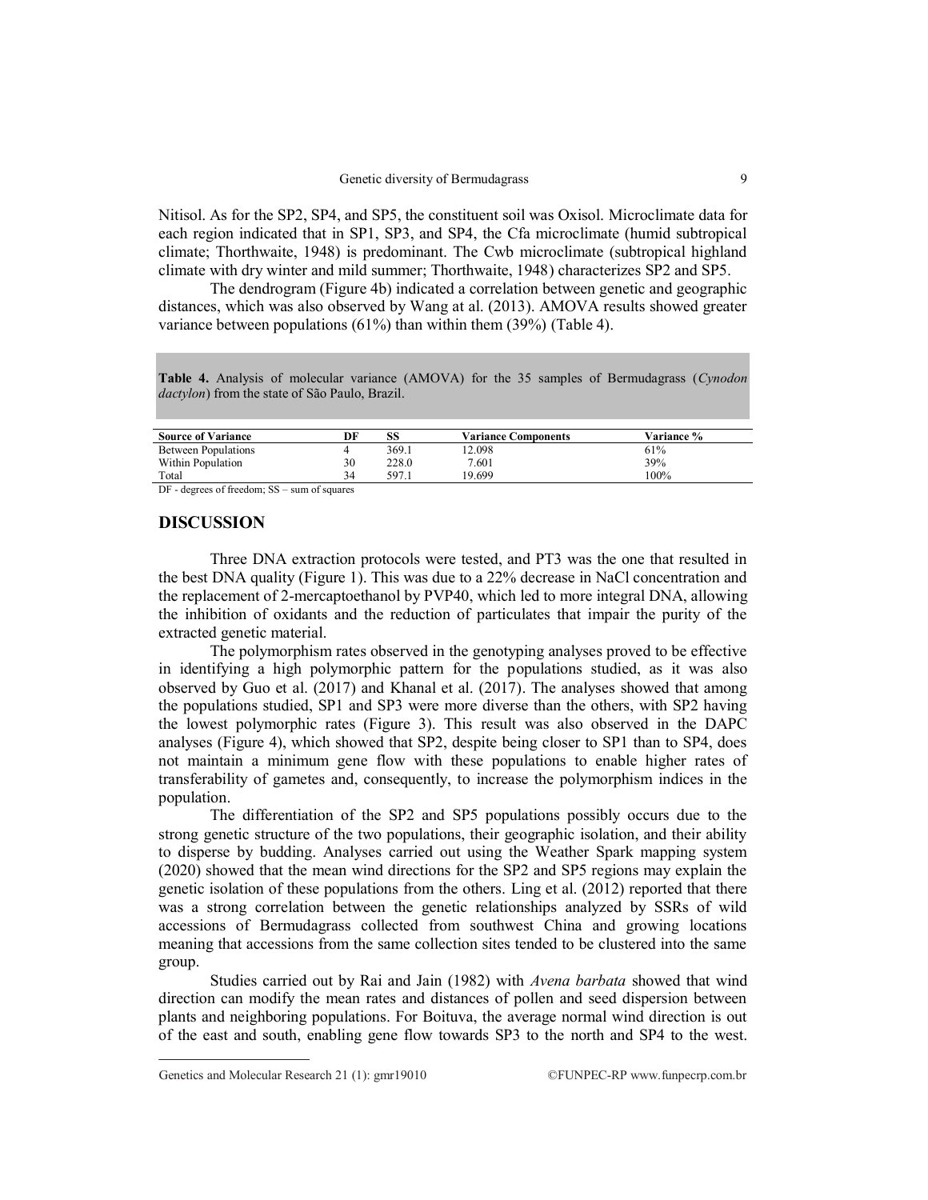Nitisol. As for the SP2, SP4, and SP5, the constituent soil was Oxisol. Microclimate data for each region indicated that in SP1, SP3, and SP4, the Cfa microclimate (humid subtropical climate; Thorthwaite, 1948) is predominant. The Cwb microclimate (subtropical highland climate with dry winter and mild summer; Thorthwaite, 1948) characterizes SP2 and SP5.

The dendrogram (Figure 4b) indicated a correlation between genetic and geographic distances, which was also observed by Wang at al. (2013). AMOVA results showed greater variance between populations (61%) than within them (39%) (Table 4).

**Table 4.** Analysis of molecular variance (AMOVA) for the 35 samples of Bermudagrass (*Cynodon dactylon*) from the state of São Paulo, Brazil.

| Source of Variance | DF | SS | Variance Components | Variance % |
|---|---|---|---|---|
| Between Populations | 4 | 369.1 | 12.098 | 61% |
| Within Population | 30 | 228.0 | 7.601 | 39% |
| Total | 34 | 597.1 | 19.699 | 100% |

DF - degrees of freedom; SS – sum of squares

## DISCUSSION

Three DNA extraction protocols were tested, and PT3 was the one that resulted in the best DNA quality (Figure 1). This was due to a 22% decrease in NaCl concentration and the replacement of 2-mercaptoethanol by PVP40, which led to more integral DNA, allowing the inhibition of oxidants and the reduction of particulates that impair the purity of the extracted genetic material.

The polymorphism rates observed in the genotyping analyses proved to be effective in identifying a high polymorphic pattern for the populations studied, as it was also observed by Guo et al. (2017) and Khanal et al. (2017). The analyses showed that among the populations studied, SP1 and SP3 were more diverse than the others, with SP2 having the lowest polymorphic rates (Figure 3). This result was also observed in the DAPC analyses (Figure 4), which showed that SP2, despite being closer to SP1 than to SP4, does not maintain a minimum gene flow with these populations to enable higher rates of transferability of gametes and, consequently, to increase the polymorphism indices in the population.

The differentiation of the SP2 and SP5 populations possibly occurs due to the strong genetic structure of the two populations, their geographic isolation, and their ability to disperse by budding. Analyses carried out using the Weather Spark mapping system (2020) showed that the mean wind directions for the SP2 and SP5 regions may explain the genetic isolation of these populations from the others. Ling et al. (2012) reported that there was a strong correlation between the genetic relationships analyzed by SSRs of wild accessions of Bermudagrass collected from southwest China and growing locations meaning that accessions from the same collection sites tended to be clustered into the same group.

Studies carried out by Rai and Jain (1982) with *Avena barbata* showed that wind direction can modify the mean rates and distances of pollen and seed dispersion between plants and neighboring populations. For Boituva, the average normal wind direction is out of the east and south, enabling gene flow towards SP3 to the north and SP4 to the west.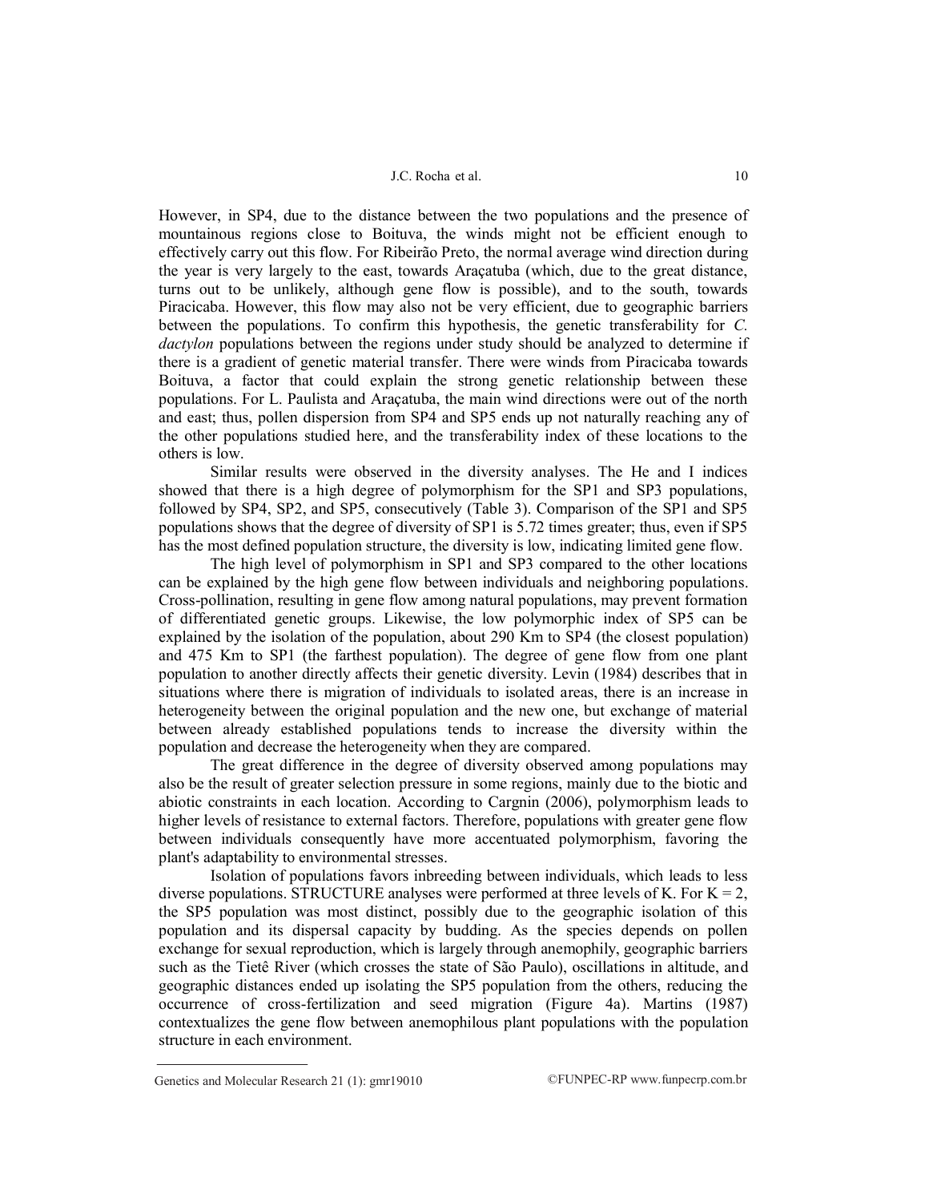However, in SP4, due to the distance between the two populations and the presence of mountainous regions close to Boituva, the winds might not be efficient enough to effectively carry out this flow. For Ribeirão Preto, the normal average wind direction during the year is very largely to the east, towards Araçatuba (which, due to the great distance, turns out to be unlikely, although gene flow is possible), and to the south, towards Piracicaba. However, this flow may also not be very efficient, due to geographic barriers between the populations. To confirm this hypothesis, the genetic transferability for *C. dactylon* populations between the regions under study should be analyzed to determine if there is a gradient of genetic material transfer. There were winds from Piracicaba towards Boituva, a factor that could explain the strong genetic relationship between these populations. For L. Paulista and Araçatuba, the main wind directions were out of the north and east; thus, pollen dispersion from SP4 and SP5 ends up not naturally reaching any of the other populations studied here, and the transferability index of these locations to the others is low.

Similar results were observed in the diversity analyses. The He and I indices showed that there is a high degree of polymorphism for the SP1 and SP3 populations, followed by SP4, SP2, and SP5, consecutively (Table 3). Comparison of the SP1 and SP5 populations shows that the degree of diversity of SP1 is 5.72 times greater; thus, even if SP5 has the most defined population structure, the diversity is low, indicating limited gene flow.

The high level of polymorphism in SP1 and SP3 compared to the other locations can be explained by the high gene flow between individuals and neighboring populations. Cross-pollination, resulting in gene flow among natural populations, may prevent formation of differentiated genetic groups. Likewise, the low polymorphic index of SP5 can be explained by the isolation of the population, about 290 Km to SP4 (the closest population) and 475 Km to SP1 (the farthest population). The degree of gene flow from one plant population to another directly affects their genetic diversity. Levin (1984) describes that in situations where there is migration of individuals to isolated areas, there is an increase in heterogeneity between the original population and the new one, but exchange of material between already established populations tends to increase the diversity within the population and decrease the heterogeneity when they are compared.

The great difference in the degree of diversity observed among populations may also be the result of greater selection pressure in some regions, mainly due to the biotic and abiotic constraints in each location. According to Cargnin (2006), polymorphism leads to higher levels of resistance to external factors. Therefore, populations with greater gene flow between individuals consequently have more accentuated polymorphism, favoring the plant's adaptability to environmental stresses.

Isolation of populations favors inbreeding between individuals, which leads to less diverse populations. STRUCTURE analyses were performed at three levels of K. For $K = 2$, the SP5 population was most distinct, possibly due to the geographic isolation of this population and its dispersal capacity by budding. As the species depends on pollen exchange for sexual reproduction, which is largely through anemophily, geographic barriers such as the Tietê River (which crosses the state of São Paulo), oscillations in altitude, and geographic distances ended up isolating the SP5 population from the others, reducing the occurrence of cross-fertilization and seed migration (Figure 4a). Martins (1987) contextualizes the gene flow between anemophilous plant populations with the population structure in each environment.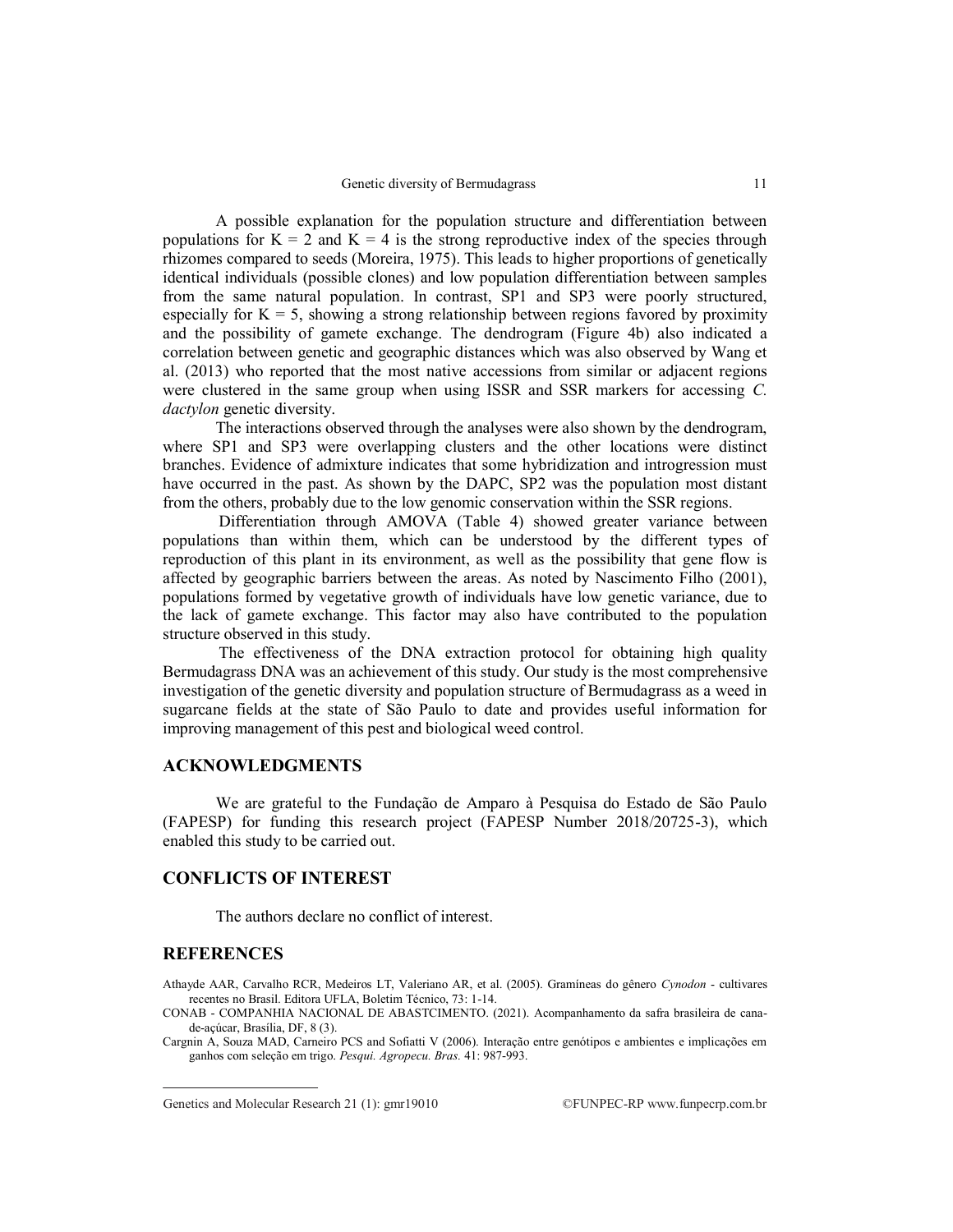A possible explanation for the population structure and differentiation between populations for $K = 2$ and $K = 4$ is the strong reproductive index of the species through rhizomes compared to seeds (Moreira, 1975). This leads to higher proportions of genetically identical individuals (possible clones) and low population differentiation between samples from the same natural population. In contrast, SP1 and SP3 were poorly structured, especially for $K = 5$, showing a strong relationship between regions favored by proximity and the possibility of gamete exchange. The dendrogram (Figure 4b) also indicated a correlation between genetic and geographic distances which was also observed by Wang et al. (2013) who reported that the most native accessions from similar or adjacent regions were clustered in the same group when using ISSR and SSR markers for accessing *C. dactylon* genetic diversity.

The interactions observed through the analyses were also shown by the dendrogram, where SP1 and SP3 were overlapping clusters and the other locations were distinct branches. Evidence of admixture indicates that some hybridization and introgression must have occurred in the past. As shown by the DAPC, SP2 was the population most distant from the others, probably due to the low genomic conservation within the SSR regions.

Differentiation through AMOVA (Table 4) showed greater variance between populations than within them, which can be understood by the different types of reproduction of this plant in its environment, as well as the possibility that gene flow is affected by geographic barriers between the areas. As noted by Nascimento Filho (2001), populations formed by vegetative growth of individuals have low genetic variance, due to the lack of gamete exchange. This factor may also have contributed to the population structure observed in this study.

The effectiveness of the DNA extraction protocol for obtaining high quality Bermudagrass DNA was an achievement of this study. Our study is the most comprehensive investigation of the genetic diversity and population structure of Bermudagrass as a weed in sugarcane fields at the state of São Paulo to date and provides useful information for improving management of this pest and biological weed control.

## ACKNOWLEDGMENTS

We are grateful to the Fundação de Amparo à Pesquisa do Estado de São Paulo (FAPESP) for funding this research project (FAPESP Number 2018/20725-3), which enabled this study to be carried out.

## CONFLICTS OF INTEREST

The authors declare no conflict of interest.

## REFERENCES

Athayde AAR, Carvalho RCR, Medeiros LT, Valeriano AR, et al. (2005). Gramíneas do gênero *Cynodon* - cultivares recentes no Brasil. Editora UFLA, Boletim Técnico, 73: 1-14.

CONAB - COMPANHIA NACIONAL DE ABASTCIMENTO. (2021). Acompanhamento da safra brasileira de cana-de-açúcar, Brasília, DF, 8 (3).

Cargnin A, Souza MAD, Carneiro PCS and Sofiatti V (2006). Interação entre genótipos e ambientes e implicações em ganhos com seleção em trigo. *Pesqui. Agropecu. Bras.* 41: 987-993.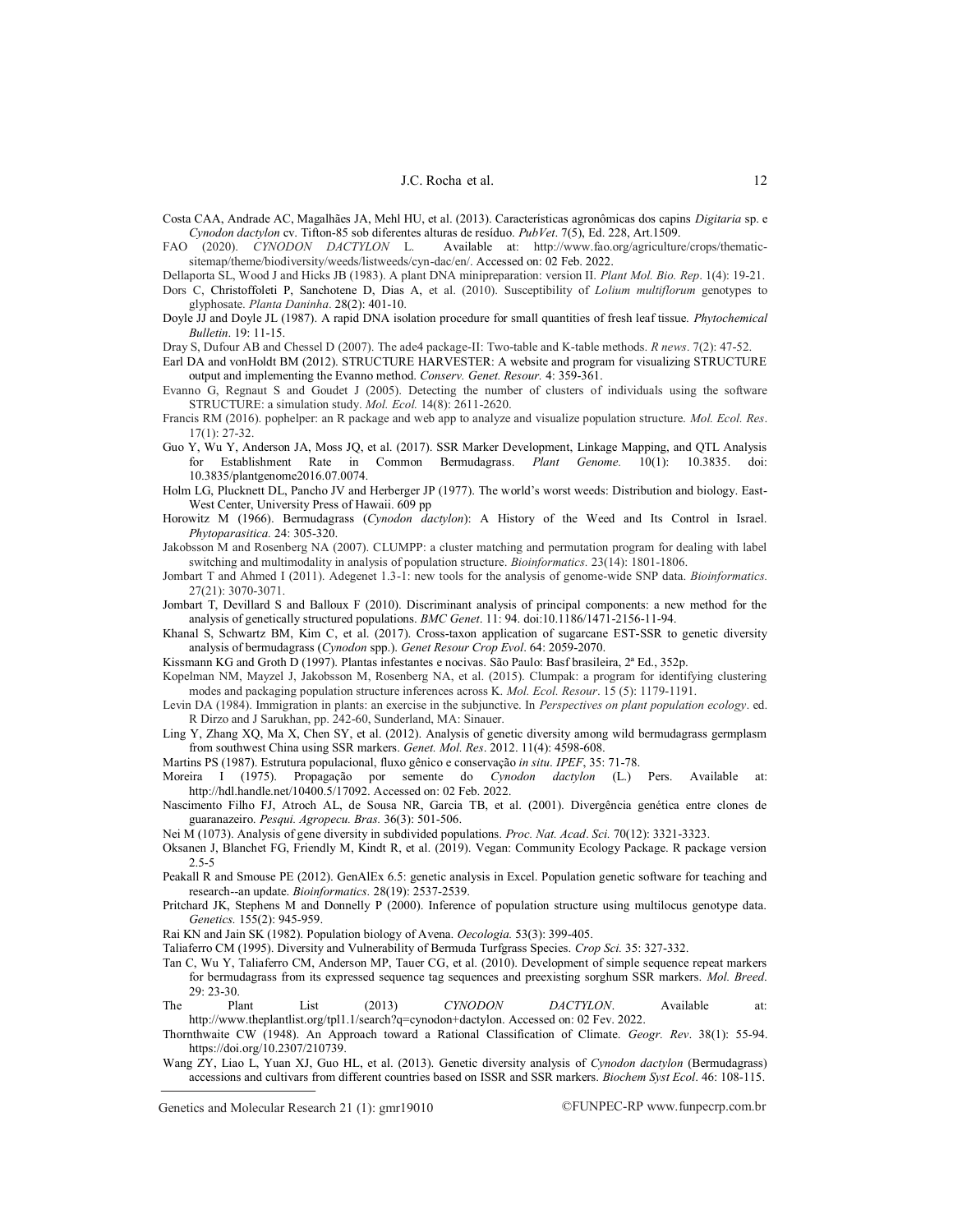Costa CAA, Andrade AC, Magalhães JA, Mehl HU, et al. (2013). Características agronômicas dos capins *Digitaria* sp. e *Cynodon dactylon* cv. Tifton-85 sob diferentes alturas de resíduo. *PubVet*. 7(5), Ed. 228, Art.1509.

FAO (2020). *CYNODON DACTYLON* L. Available at: http://www.fao.org/agriculture/crops/thematic-sitemap/theme/biodiversity/weeds/listweeds/cyn-dac/en/. Accessed on: 02 Feb. 2022.

Dellaporta SL, Wood J and Hicks JB (1983). A plant DNA minipreparation: version II. *Plant Mol. Bio. Rep*. 1(4): 19-21.

Dors C, Christoffoleti P, Sanchotene D, Dias A, et al. (2010). Susceptibility of *Lolium multiflorum* genotypes to glyphosate. *Planta Daninha*. 28(2): 401-10.

Doyle JJ and Doyle JL (1987). A rapid DNA isolation procedure for small quantities of fresh leaf tissue. *Phytochemical Bulletin*. 19: 11-15.

Dray S, Dufour AB and Chessel D (2007). The ade4 package-II: Two-table and K-table methods. *R news*. 7(2): 47-52.

Earl DA and vonHoldt BM (2012). STRUCTURE HARVESTER: A website and program for visualizing STRUCTURE output and implementing the Evanno method. *Conserv. Genet. Resour.* 4: 359-361.

Evanno G, Regnaut S and Goudet J (2005). Detecting the number of clusters of individuals using the software STRUCTURE: a simulation study. *Mol. Ecol.* 14(8): 2611-2620.

Francis RM (2016). pophelper: an R package and web app to analyze and visualize population structure. *Mol. Ecol. Res*. 17(1): 27-32.

Guo Y, Wu Y, Anderson JA, Moss JQ, et al. (2017). SSR Marker Development, Linkage Mapping, and QTL Analysis for Establishment Rate in Common Bermudagrass. *Plant Genome.* 10(1): 10.3835. doi: 10.3835/plantgenome2016.07.0074.

Holm LG, Plucknett DL, Pancho JV and Herberger JP (1977). The world's worst weeds: Distribution and biology. East-West Center, University Press of Hawaii. 609 pp

Horowitz M (1966). Bermudagrass (*Cynodon dactylon*): A History of the Weed and Its Control in Israel. *Phytoparasitica.* 24: 305-320.

Jakobsson M and Rosenberg NA (2007). CLUMPP: a cluster matching and permutation program for dealing with label switching and multimodality in analysis of population structure. *Bioinformatics*. 23(14): 1801-1806.

Jombart T and Ahmed I (2011). Adegenet 1.3-1: new tools for the analysis of genome-wide SNP data. *Bioinformatics.* 27(21): 3070-3071.

Jombart T, Devillard S and Balloux F (2010). Discriminant analysis of principal components: a new method for the analysis of genetically structured populations. *BMC Genet*. 11: 94. doi:10.1186/1471-2156-11-94.

Khanal S, Schwartz BM, Kim C, et al. (2017). Cross-taxon application of sugarcane EST-SSR to genetic diversity analysis of bermudagrass (*Cynodon* spp.). *Genet Resour Crop Evol*. 64: 2059-2070.

Kissmann KG and Groth D (1997). Plantas infestantes e nocivas. São Paulo: Basf brasileira, 2ª Ed., 352p.

Kopelman NM, Mayzel J, Jakobsson M, Rosenberg NA, et al. (2015). Clumpak: a program for identifying clustering modes and packaging population structure inferences across K. *Mol. Ecol. Resour*. 15 (5): 1179-1191.

Levin DA (1984). Immigration in plants: an exercise in the subjunctive. In *Perspectives on plant population ecology*. ed. R Dirzo and J Sarukhan, pp. 242-60, Sunderland, MA: Sinauer.

Ling Y, Zhang XQ, Ma X, Chen SY, et al. (2012). Analysis of genetic diversity among wild bermudagrass germplasm from southwest China using SSR markers. *Genet. Mol. Res*. 2012. 11(4): 4598-608.

Martins PS (1987). Estrutura populacional, fluxo gênico e conservação *in situ*. *IPEF*, 35: 71-78.

Moreira I (1975). Propagação por semente do *Cynodon dactylon* (L.) Pers. Available at: http://hdl.handle.net/10400.5/17092. Accessed on: 02 Feb. 2022.

Nascimento Filho FJ, Atroch AL, de Sousa NR, Garcia TB, et al. (2001). Divergência genética entre clones de guaranazeiro. *Pesqui. Agropecu. Bras.* 36(3): 501-506.

Nei M (1073). Analysis of gene diversity in subdivided populations. *Proc. Nat. Acad. Sci.* 70(12): 3321-3323.

Oksanen J, Blanchet FG, Friendly M, Kindt R, et al. (2019). Vegan: Community Ecology Package. R package version 2.5-5

Peakall R and Smouse PE (2012). GenAlEx 6.5: genetic analysis in Excel. Population genetic software for teaching and research--an update. *Bioinformatics.* 28(19): 2537-2539.

Pritchard JK, Stephens M and Donnelly P (2000). Inference of population structure using multilocus genotype data. *Genetics.* 155(2): 945-959.

Rai KN and Jain SK (1982). Population biology of Avena. *Oecologia.* 53(3): 399-405.

Taliaferro CM (1995). Diversity and Vulnerability of Bermuda Turfgrass Species. *Crop Sci.* 35: 327-332.

Tan C, Wu Y, Taliaferro CM, Anderson MP, Tauer CG, et al. (2010). Development of simple sequence repeat markers for bermudagrass from its expressed sequence tag sequences and preexisting sorghum SSR markers. *Mol. Breed*. 29: 23-30.

The Plant List (2013) *CYNODON DACTYLON*. Available at: http://www.theplantlist.org/tpl1.1/search?q=cynodon+dactylon. Accessed on: 02 Fev. 2022.

Thornthwaite CW (1948). An Approach toward a Rational Classification of Climate. *Geogr. Rev*. 38(1): 55-94. https://doi.org/10.2307/210739.

Wang ZY, Liao L, Yuan XJ, Guo HL, et al. (2013). Genetic diversity analysis of *Cynodon dactylon* (Bermudagrass) accessions and cultivars from different countries based on ISSR and SSR markers. *Biochem Syst Ecol*. 46: 108-115.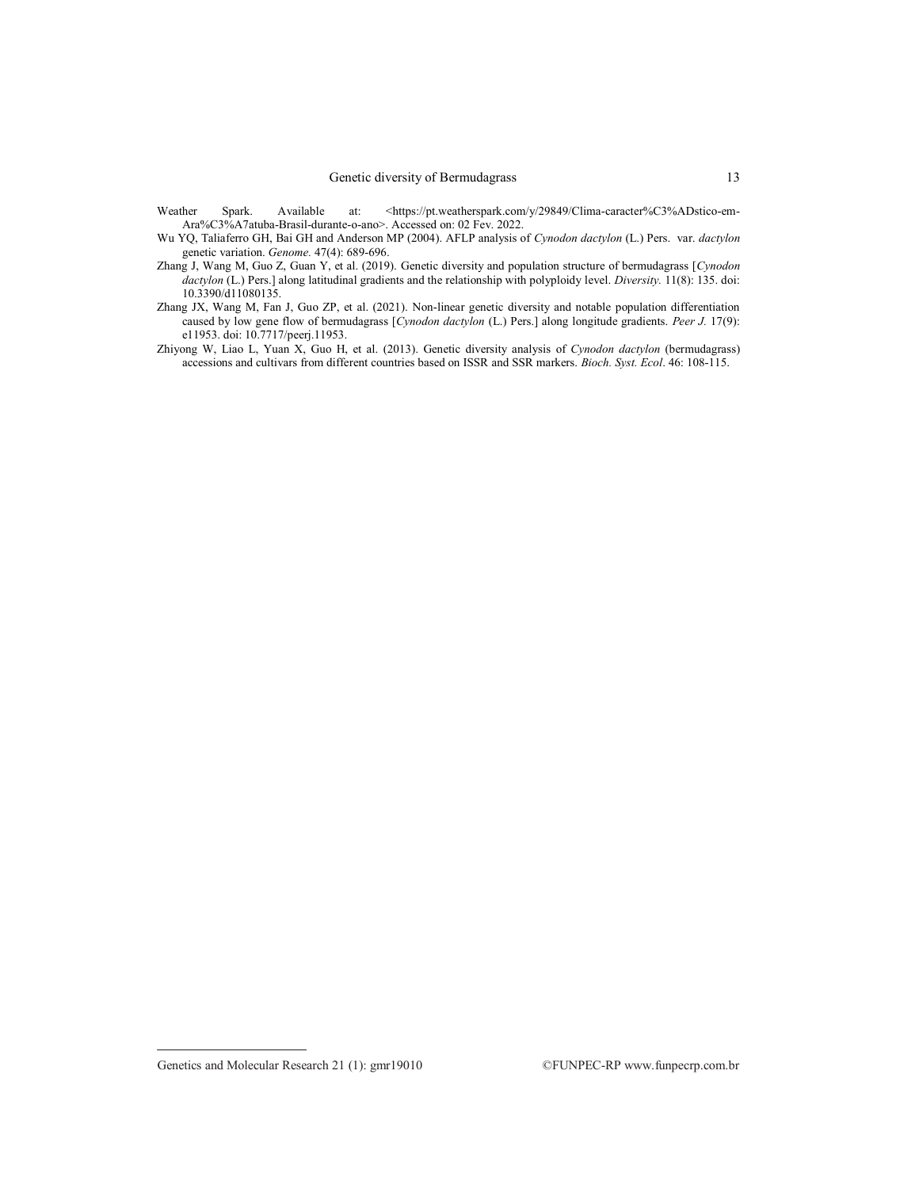Weather Spark. Available at: <https://pt.weatherspark.com/y/29849/Clima-caracter%C3%ADstico-em-Ara%C3%A7atuba-Brasil-durante-o-ano>. Accessed on: 02 Fev. 2022.

Wu YQ, Taliaferro GH, Bai GH and Anderson MP (2004). AFLP analysis of *Cynodon dactylon* (L.) Pers. var. *dactylon* genetic variation. *Genome.* 47(4): 689-696.

Zhang J, Wang M, Guo Z, Guan Y, et al. (2019). Genetic diversity and population structure of bermudagrass [*Cynodon dactylon* (L.) Pers.] along latitudinal gradients and the relationship with polyploidy level. *Diversity.* 11(8): 135. doi: 10.3390/d11080135.

Zhang JX, Wang M, Fan J, Guo ZP, et al. (2021). Non-linear genetic diversity and notable population differentiation caused by low gene flow of bermudagrass [*Cynodon dactylon* (L.) Pers.] along longitude gradients. *Peer J.* 17(9): e11953. doi: 10.7717/peerj.11953.

Zhiyong W, Liao L, Yuan X, Guo H, et al. (2013). Genetic diversity analysis of *Cynodon dactylon* (bermudagrass) accessions and cultivars from different countries based on ISSR and SSR markers. *Bioch. Syst. Ecol*. 46: 108-115.